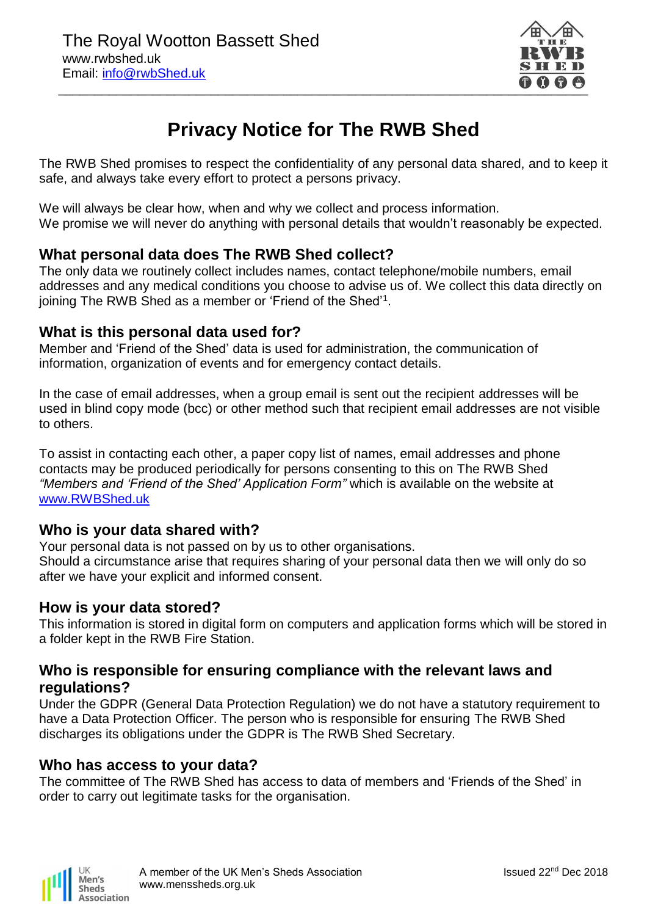The Royal Wootton Bassett Shed
www.rwbshed.uk
Email: info@rwbShed.uk

# Privacy Notice for The RWB Shed

The RWB Shed promises to respect the confidentiality of any personal data shared, and to keep it safe, and always take every effort to protect a persons privacy.

We will always be clear how, when and why we collect and process information.
We promise we will never do anything with personal details that wouldn't reasonably be expected.

## What personal data does The RWB Shed collect?

The only data we routinely collect includes names, contact telephone/mobile numbers, email addresses and any medical conditions you choose to advise us of. We collect this data directly on joining The RWB Shed as a member or 'Friend of the Shed'[1].

## What is this personal data used for?

Member and 'Friend of the Shed' data is used for administration, the communication of information, organization of events and for emergency contact details.

In the case of email addresses, when a group email is sent out the recipient addresses will be used in blind copy mode (bcc) or other method such that recipient email addresses are not visible to others.

To assist in contacting each other, a paper copy list of names, email addresses and phone contacts may be produced periodically for persons consenting to this on The RWB Shed *"Members and 'Friend of the Shed' Application Form"* which is available on the website at www.RWBShed.uk

## Who is your data shared with?

Your personal data is not passed on by us to other organisations.
Should a circumstance arise that requires sharing of your personal data then we will only do so after we have your explicit and informed consent.

## How is your data stored?

This information is stored in digital form on computers and application forms which will be stored in a folder kept in the RWB Fire Station.

## Who is responsible for ensuring compliance with the relevant laws and regulations?

Under the GDPR (General Data Protection Regulation) we do not have a statutory requirement to have a Data Protection Officer. The person who is responsible for ensuring The RWB Shed discharges its obligations under the GDPR is The RWB Shed Secretary.

## Who has access to your data?

The committee of The RWB Shed has access to data of members and 'Friends of the Shed' in order to carry out legitimate tasks for the organisation.

A member of the UK Men's Sheds Association
www.menssheds.org.uk

Issued 22nd Dec 2018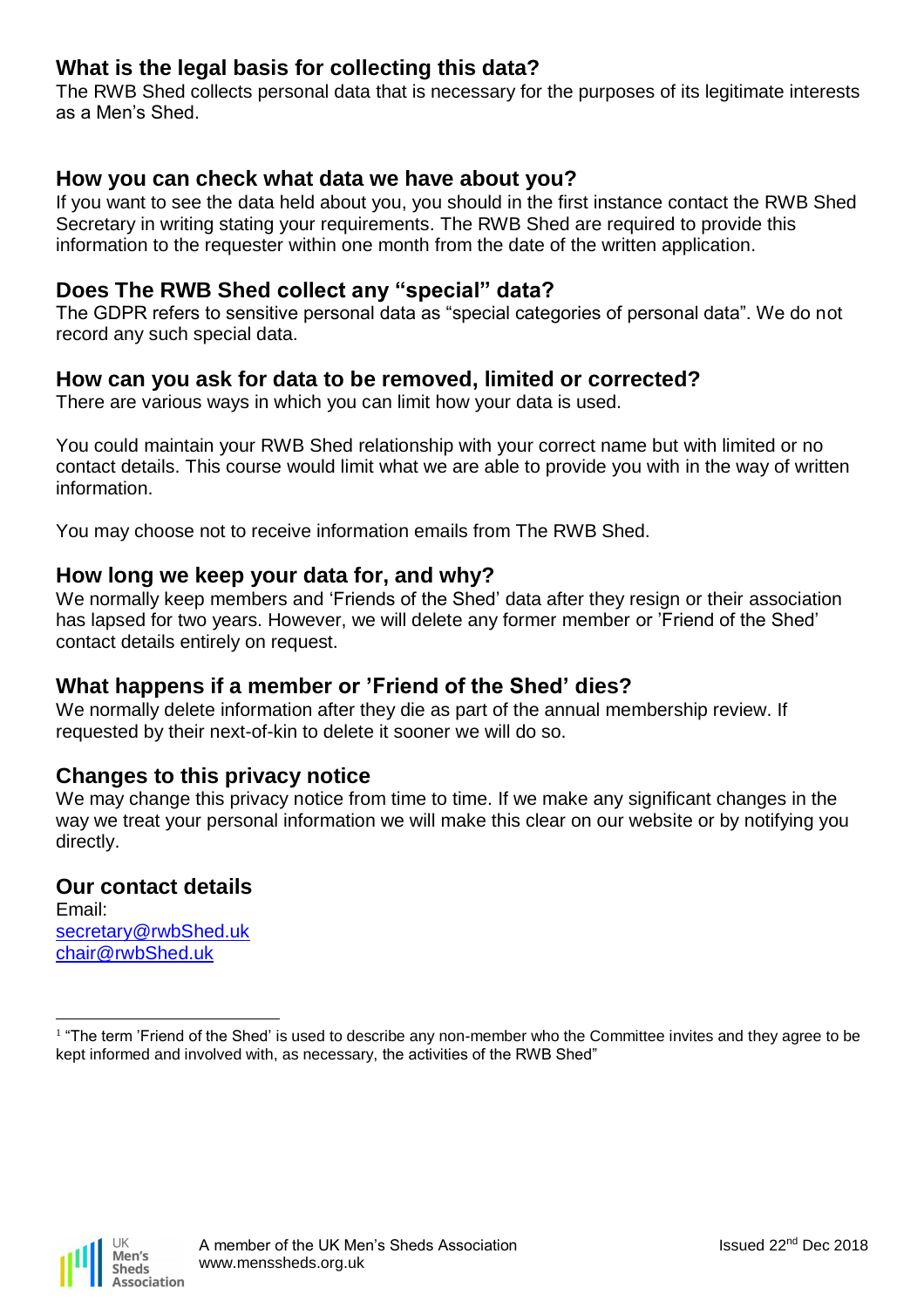## What is the legal basis for collecting this data?

The RWB Shed collects personal data that is necessary for the purposes of its legitimate interests as a Men's Shed.

## How you can check what data we have about you?

If you want to see the data held about you, you should in the first instance contact the RWB Shed Secretary in writing stating your requirements. The RWB Shed are required to provide this information to the requester within one month from the date of the written application.

## Does The RWB Shed collect any "special" data?

The GDPR refers to sensitive personal data as "special categories of personal data". We do not record any such special data.

## How can you ask for data to be removed, limited or corrected?

There are various ways in which you can limit how your data is used.

You could maintain your RWB Shed relationship with your correct name but with limited or no contact details. This course would limit what we are able to provide you with in the way of written information.

You may choose not to receive information emails from The RWB Shed.

## How long we keep your data for, and why?

We normally keep members and 'Friends of the Shed' data after they resign or their association has lapsed for two years. However, we will delete any former member or 'Friend of the Shed' contact details entirely on request.

## What happens if a member or 'Friend of the Shed' dies?

We normally delete information after they die as part of the annual membership review. If requested by their next-of-kin to delete it sooner we will do so.

## Changes to this privacy notice

We may change this privacy notice from time to time. If we make any significant changes in the way we treat your personal information we will make this clear on our website or by notifying you directly.

## Our contact details

Email:
secretary@rwbShed.uk
chair@rwbShed.uk

[1] "The term 'Friend of the Shed' is used to describe any non-member who the Committee invites and they agree to be kept informed and involved with, as necessary, the activities of the RWB Shed"

A member of the UK Men's Sheds Association
www.menssheds.org.uk

Issued 22nd Dec 2018